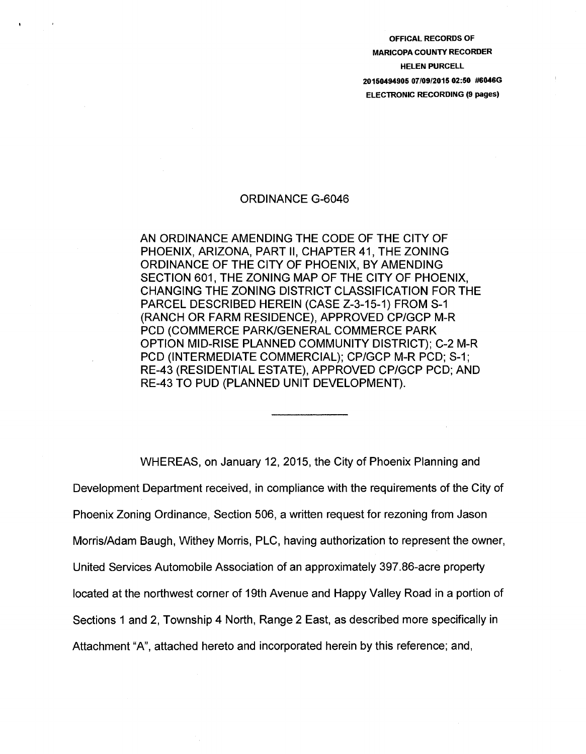OFFICAL RECORDS OF
MARICOPA COUNTY RECORDER
HELEN PURCELL
20150494905 07/09/2015 02:50 #6046G
ELECTRONIC RECORDING (9 pages)

# ORDINANCE G-6046

AN ORDINANCE AMENDING THE CODE OF THE CITY OF PHOENIX, ARIZONA, PART II, CHAPTER 41, THE ZONING ORDINANCE OF THE CITY OF PHOENIX, BY AMENDING SECTION 601, THE ZONING MAP OF THE CITY OF PHOENIX, CHANGING THE ZONING DISTRICT CLASSIFICATION FOR THE PARCEL DESCRIBED HEREIN (CASE Z-3-15-1) FROM S-1 (RANCH OR FARM RESIDENCE), APPROVED CP/GCP M-R PCD (COMMERCE PARK/GENERAL COMMERCE PARK OPTION MID-RISE PLANNED COMMUNITY DISTRICT); C-2 M-R PCD (INTERMEDIATE COMMERCIAL); CP/GCP M-R PCD; S-1; RE-43 (RESIDENTIAL ESTATE), APPROVED CP/GCP PCD; AND RE-43 TO PUD (PLANNED UNIT DEVELOPMENT).

---

WHEREAS, on January 12, 2015, the City of Phoenix Planning and Development Department received, in compliance with the requirements of the City of Phoenix Zoning Ordinance, Section 506, a written request for rezoning from Jason Morris/Adam Baugh, Withey Morris, PLC, having authorization to represent the owner, United Services Automobile Association of an approximately 397.86-acre property located at the northwest corner of 19th Avenue and Happy Valley Road in a portion of Sections 1 and 2, Township 4 North, Range 2 East, as described more specifically in Attachment "A", attached hereto and incorporated herein by this reference; and,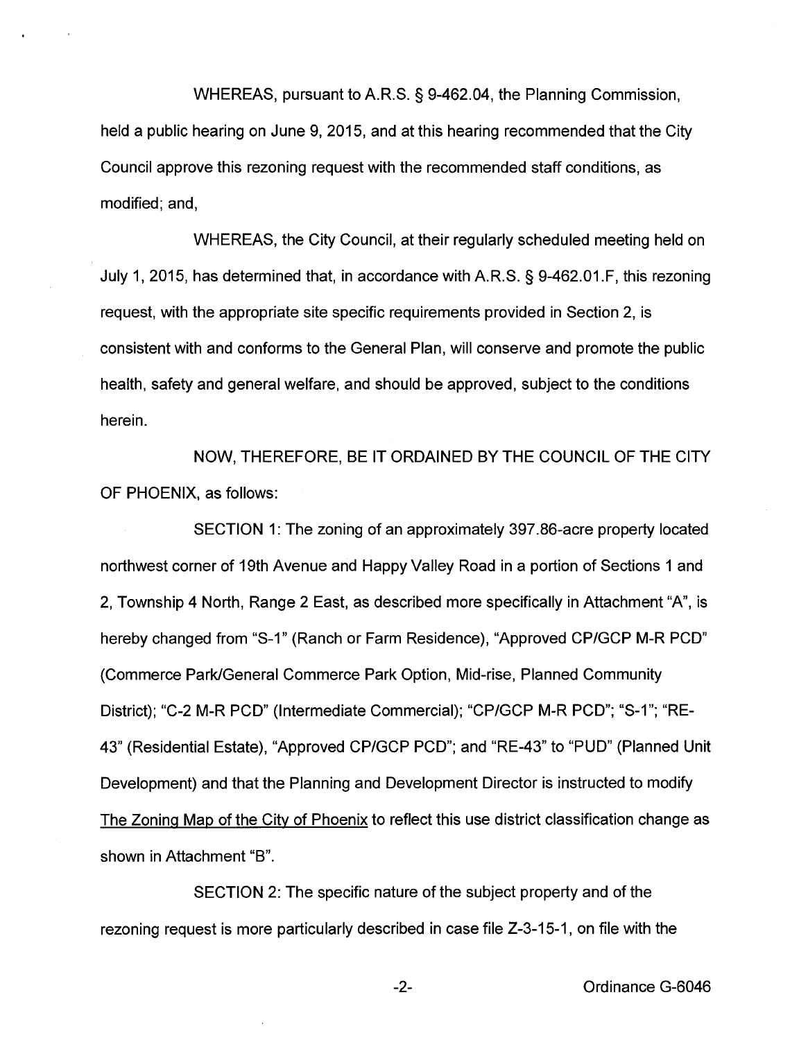WHEREAS, pursuant to A.R.S. § 9-462.04, the Planning Commission, held a public hearing on June 9, 2015, and at this hearing recommended that the City Council approve this rezoning request with the recommended staff conditions, as modified; and,

WHEREAS, the City Council, at their regularly scheduled meeting held on July 1, 2015, has determined that, in accordance with A.R.S. § 9-462.01.F, this rezoning request, with the appropriate site specific requirements provided in Section 2, is consistent with and conforms to the General Plan, will conserve and promote the public health, safety and general welfare, and should be approved, subject to the conditions herein.

NOW, THEREFORE, BE IT ORDAINED BY THE COUNCIL OF THE CITY OF PHOENIX, as follows:

SECTION 1: The zoning of an approximately 397.86-acre property located northwest corner of 19th Avenue and Happy Valley Road in a portion of Sections 1 and 2, Township 4 North, Range 2 East, as described more specifically in Attachment "A", is hereby changed from "S-1" (Ranch or Farm Residence), "Approved CP/GCP M-R PCD" (Commerce Park/General Commerce Park Option, Mid-rise, Planned Community District); "C-2 M-R PCD" (Intermediate Commercial); "CP/GCP M-R PCD"; "S-1"; "RE-43" (Residential Estate), "Approved CP/GCP PCD"; and "RE-43" to "PUD" (Planned Unit Development) and that the Planning and Development Director is instructed to modify The Zoning Map of the City of Phoenix to reflect this use district classification change as shown in Attachment "B".

SECTION 2: The specific nature of the subject property and of the rezoning request is more particularly described in case file Z-3-15-1, on file with the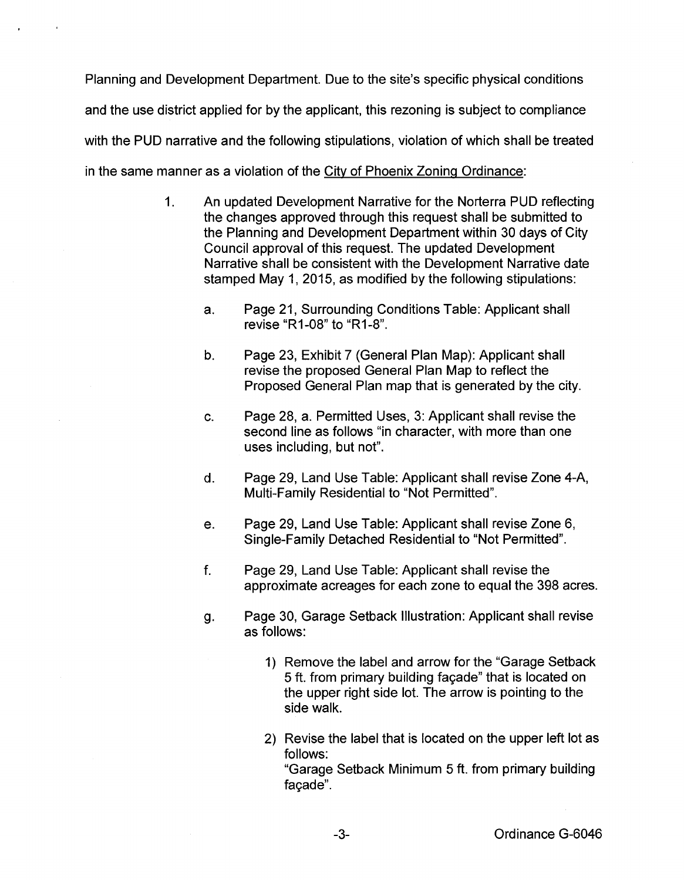Planning and Development Department. Due to the site's specific physical conditions and the use district applied for by the applicant, this rezoning is subject to compliance with the PUD narrative and the following stipulations, violation of which shall be treated in the same manner as a violation of the City of Phoenix Zoning Ordinance:

1. An updated Development Narrative for the Norterra PUD reflecting the changes approved through this request shall be submitted to the Planning and Development Department within 30 days of City Council approval of this request. The updated Development Narrative shall be consistent with the Development Narrative date stamped May 1, 2015, as modified by the following stipulations:

    a. Page 21, Surrounding Conditions Table: Applicant shall revise "R1-08" to "R1-8".

    b. Page 23, Exhibit 7 (General Plan Map): Applicant shall revise the proposed General Plan Map to reflect the Proposed General Plan map that is generated by the city.

    c. Page 28, a. Permitted Uses, 3: Applicant shall revise the second line as follows "in character, with more than one uses including, but not".

    d. Page 29, Land Use Table: Applicant shall revise Zone 4-A, Multi-Family Residential to "Not Permitted".

    e. Page 29, Land Use Table: Applicant shall revise Zone 6, Single-Family Detached Residential to "Not Permitted".

    f. Page 29, Land Use Table: Applicant shall revise the approximate acreages for each zone to equal the 398 acres.

    g. Page 30, Garage Setback Illustration: Applicant shall revise as follows:

        1) Remove the label and arrow for the "Garage Setback 5 ft. from primary building façade" that is located on the upper right side lot. The arrow is pointing to the side walk.

        2) Revise the label that is located on the upper left lot as follows:
        "Garage Setback Minimum 5 ft. from primary building façade".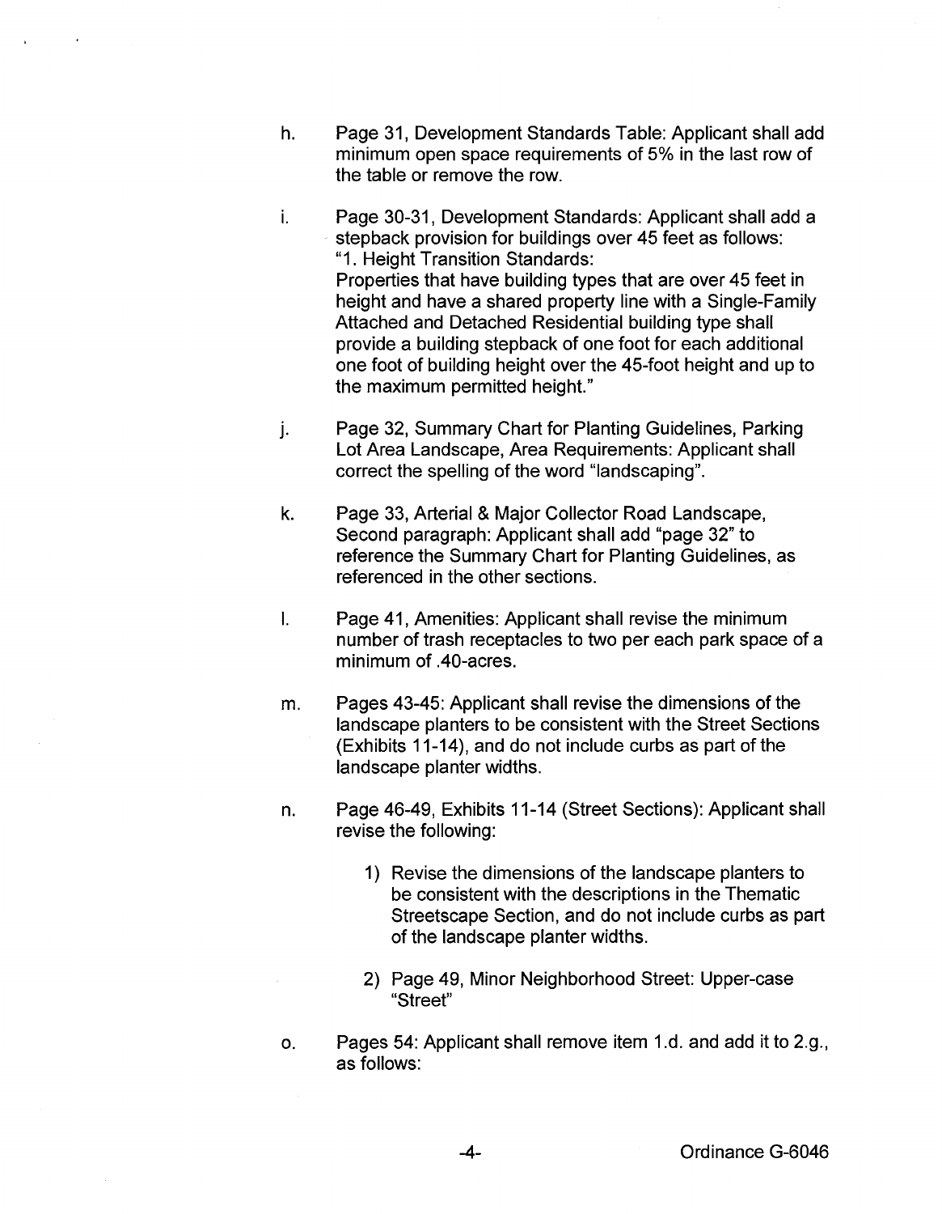h. Page 31, Development Standards Table: Applicant shall add minimum open space requirements of 5% in the last row of the table or remove the row.

i. Page 30-31, Development Standards: Applicant shall add a stepback provision for buildings over 45 feet as follows:
"1. Height Transition Standards:
Properties that have building types that are over 45 feet in height and have a shared property line with a Single-Family Attached and Detached Residential building type shall provide a building stepback of one foot for each additional one foot of building height over the 45-foot height and up to the maximum permitted height."

j. Page 32, Summary Chart for Planting Guidelines, Parking Lot Area Landscape, Area Requirements: Applicant shall correct the spelling of the word "landscaping".

k. Page 33, Arterial & Major Collector Road Landscape, Second paragraph: Applicant shall add "page 32" to reference the Summary Chart for Planting Guidelines, as referenced in the other sections.

l. Page 41, Amenities: Applicant shall revise the minimum number of trash receptacles to two per each park space of a minimum of .40-acres.

m. Pages 43-45: Applicant shall revise the dimensions of the landscape planters to be consistent with the Street Sections (Exhibits 11-14), and do not include curbs as part of the landscape planter widths.

n. Page 46-49, Exhibits 11-14 (Street Sections): Applicant shall revise the following:

   1) Revise the dimensions of the landscape planters to be consistent with the descriptions in the Thematic Streetscape Section, and do not include curbs as part of the landscape planter widths.

   2) Page 49, Minor Neighborhood Street: Upper-case "Street"

o. Pages 54: Applicant shall remove item 1.d. and add it to 2.g., as follows: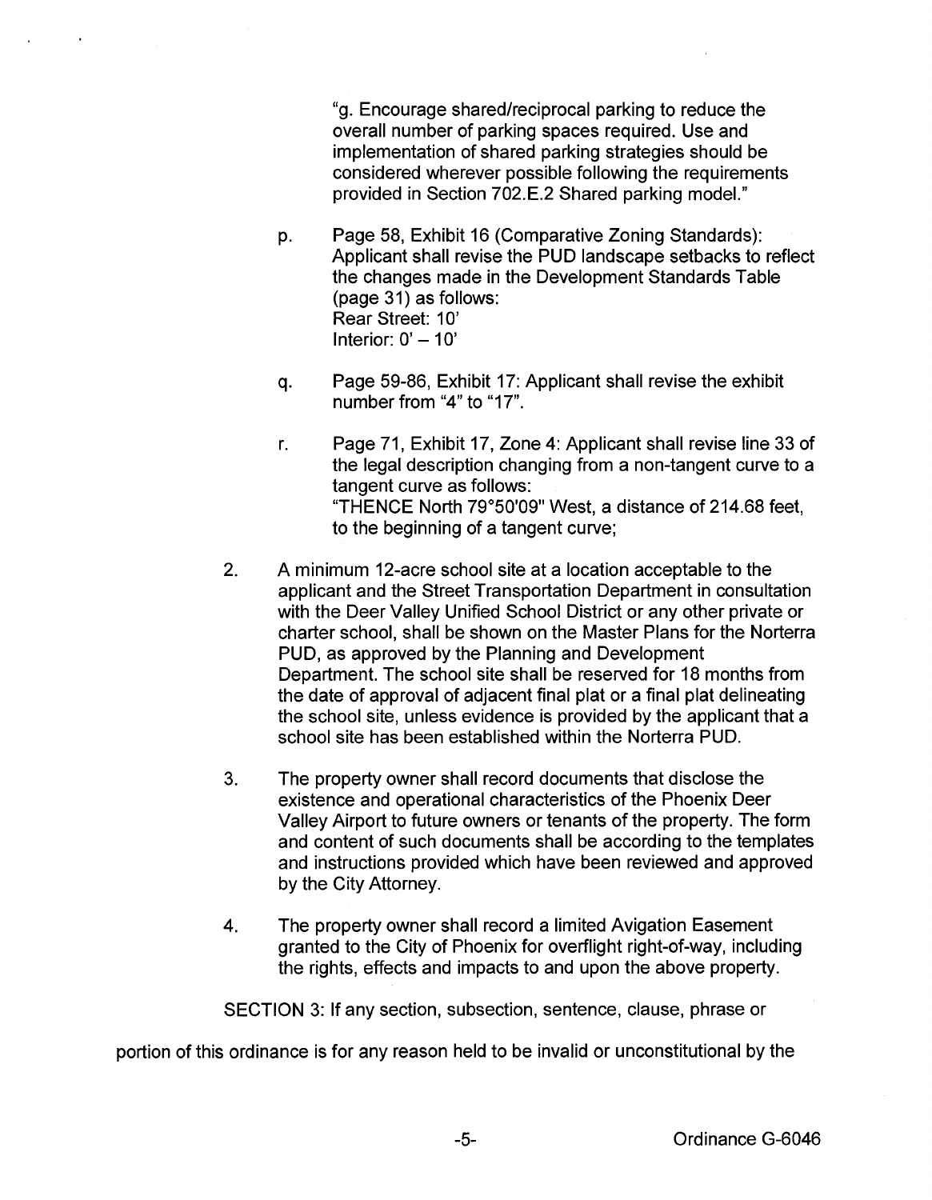"g. Encourage shared/reciprocal parking to reduce the overall number of parking spaces required. Use and implementation of shared parking strategies should be considered wherever possible following the requirements provided in Section 702.E.2 Shared parking model."

p. Page 58, Exhibit 16 (Comparative Zoning Standards): Applicant shall revise the PUD landscape setbacks to reflect the changes made in the Development Standards Table (page 31) as follows:
Rear Street: 10'
Interior: 0' – 10'

q. Page 59-86, Exhibit 17: Applicant shall revise the exhibit number from "4" to "17".

r. Page 71, Exhibit 17, Zone 4: Applicant shall revise line 33 of the legal description changing from a non-tangent curve to a tangent curve as follows:
"THENCE North 79°50'09" West, a distance of 214.68 feet, to the beginning of a tangent curve;

2. A minimum 12-acre school site at a location acceptable to the applicant and the Street Transportation Department in consultation with the Deer Valley Unified School District or any other private or charter school, shall be shown on the Master Plans for the Norterra PUD, as approved by the Planning and Development Department. The school site shall be reserved for 18 months from the date of approval of adjacent final plat or a final plat delineating the school site, unless evidence is provided by the applicant that a school site has been established within the Norterra PUD.

3. The property owner shall record documents that disclose the existence and operational characteristics of the Phoenix Deer Valley Airport to future owners or tenants of the property. The form and content of such documents shall be according to the templates and instructions provided which have been reviewed and approved by the City Attorney.

4. The property owner shall record a limited Avigation Easement granted to the City of Phoenix for overflight right-of-way, including the rights, effects and impacts to and upon the above property.

SECTION 3: If any section, subsection, sentence, clause, phrase or portion of this ordinance is for any reason held to be invalid or unconstitutional by the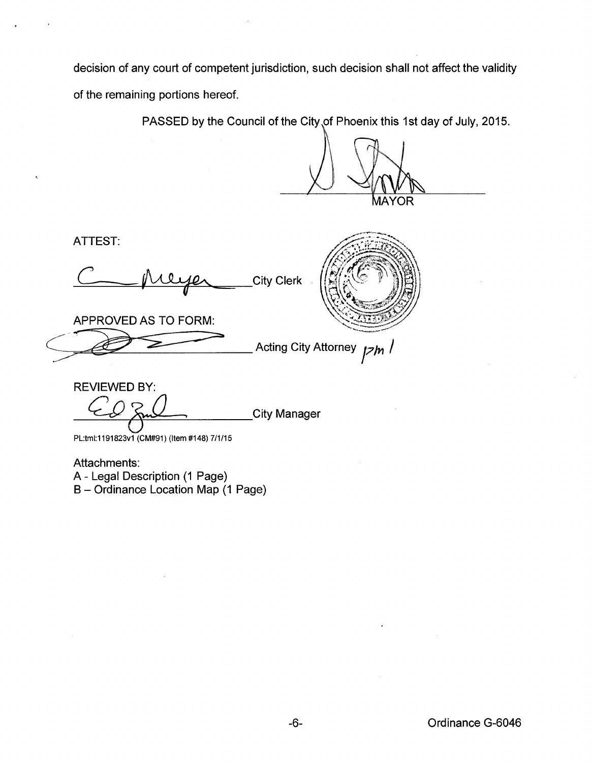decision of any court of competent jurisdiction, such decision shall not affect the validity of the remaining portions hereof.

PASSED by the Council of the City of Phoenix this 1st day of July, 2015.

MAYOR

ATTEST:

City Clerk

APPROVED AS TO FORM:

Acting City Attorney pm

REVIEWED BY:

City Manager

PL:tml:1191823v1 (CM#91) (Item #148) 7/1/15

Attachments:
A - Legal Description (1 Page)
B – Ordinance Location Map (1 Page)

Ordinance G-6046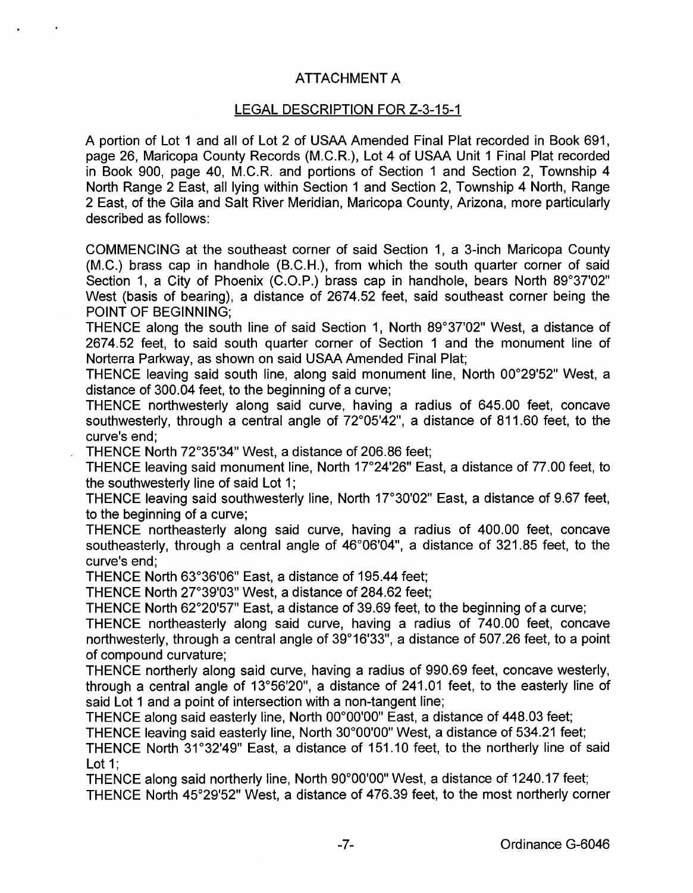## ATTACHMENT A

### LEGAL DESCRIPTION FOR Z-3-15-1

A portion of Lot 1 and all of Lot 2 of USAA Amended Final Plat recorded in Book 691, page 26, Maricopa County Records (M.C.R.), Lot 4 of USAA Unit 1 Final Plat recorded in Book 900, page 40, M.C.R. and portions of Section 1 and Section 2, Township 4 North Range 2 East, all lying within Section 1 and Section 2, Township 4 North, Range 2 East, of the Gila and Salt River Meridian, Maricopa County, Arizona, more particularly described as follows:

COMMENCING at the southeast corner of said Section 1, a 3-inch Maricopa County (M.C.) brass cap in handhole (B.C.H.), from which the south quarter corner of said Section 1, a City of Phoenix (C.O.P.) brass cap in handhole, bears North 89°37'02" West (basis of bearing), a distance of 2674.52 feet, said southeast corner being the POINT OF BEGINNING;

THENCE along the south line of said Section 1, North 89°37'02" West, a distance of 2674.52 feet, to said south quarter corner of Section 1 and the monument line of Norterra Parkway, as shown on said USAA Amended Final Plat;

THENCE leaving said south line, along said monument line, North 00°29'52" West, a distance of 300.04 feet, to the beginning of a curve;

THENCE northwesterly along said curve, having a radius of 645.00 feet, concave southwesterly, through a central angle of 72°05'42", a distance of 811.60 feet, to the curve's end;

THENCE North 72°35'34" West, a distance of 206.86 feet;

THENCE leaving said monument line, North 17°24'26" East, a distance of 77.00 feet, to the southwesterly line of said Lot 1;

THENCE leaving said southwesterly line, North 17°30'02" East, a distance of 9.67 feet, to the beginning of a curve;

THENCE northeasterly along said curve, having a radius of 400.00 feet, concave southeasterly, through a central angle of 46°06'04", a distance of 321.85 feet, to the curve's end;

THENCE North 63°36'06" East, a distance of 195.44 feet;

THENCE North 27°39'03" West, a distance of 284.62 feet;

THENCE North 62°20'57" East, a distance of 39.69 feet, to the beginning of a curve;

THENCE northeasterly along said curve, having a radius of 740.00 feet, concave northwesterly, through a central angle of 39°16'33", a distance of 507.26 feet, to a point of compound curvature;

THENCE northerly along said curve, having a radius of 990.69 feet, concave westerly, through a central angle of 13°56'20", a distance of 241.01 feet, to the easterly line of said Lot 1 and a point of intersection with a non-tangent line;

THENCE along said easterly line, North 00°00'00" East, a distance of 448.03 feet;

THENCE leaving said easterly line, North 30°00'00" West, a distance of 534.21 feet;

THENCE North 31°32'49" East, a distance of 151.10 feet, to the northerly line of said Lot 1;

THENCE along said northerly line, North 90°00'00" West, a distance of 1240.17 feet;

THENCE North 45°29'52" West, a distance of 476.39 feet, to the most northerly corner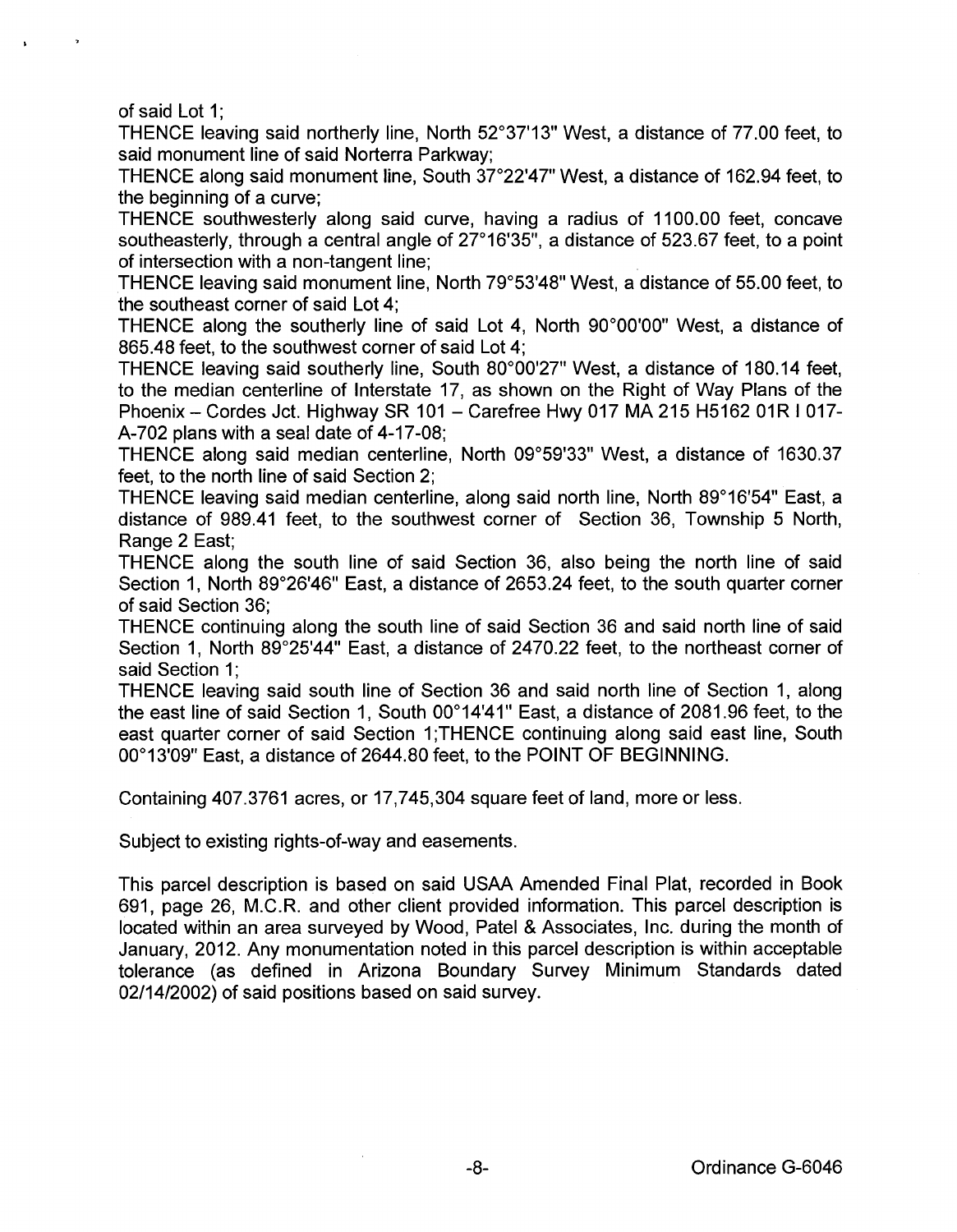of said Lot 1;

THENCE leaving said northerly line, North 52°37'13" West, a distance of 77.00 feet, to said monument line of said Norterra Parkway;

THENCE along said monument line, South 37°22'47" West, a distance of 162.94 feet, to the beginning of a curve;

THENCE southwesterly along said curve, having a radius of 1100.00 feet, concave southeasterly, through a central angle of 27°16'35", a distance of 523.67 feet, to a point of intersection with a non-tangent line;

THENCE leaving said monument line, North 79°53'48" West, a distance of 55.00 feet, to the southeast corner of said Lot 4;

THENCE along the southerly line of said Lot 4, North 90°00'00" West, a distance of 865.48 feet, to the southwest corner of said Lot 4;

THENCE leaving said southerly line, South 80°00'27" West, a distance of 180.14 feet, to the median centerline of Interstate 17, as shown on the Right of Way Plans of the Phoenix – Cordes Jct. Highway SR 101 – Carefree Hwy 017 MA 215 H5162 01R I 017-A-702 plans with a seal date of 4-17-08;

THENCE along said median centerline, North 09°59'33" West, a distance of 1630.37 feet, to the north line of said Section 2;

THENCE leaving said median centerline, along said north line, North 89°16'54" East, a distance of 989.41 feet, to the southwest corner of Section 36, Township 5 North, Range 2 East;

THENCE along the south line of said Section 36, also being the north line of said Section 1, North 89°26'46" East, a distance of 2653.24 feet, to the south quarter corner of said Section 36;

THENCE continuing along the south line of said Section 36 and said north line of said Section 1, North 89°25'44" East, a distance of 2470.22 feet, to the northeast corner of said Section 1;

THENCE leaving said south line of Section 36 and said north line of Section 1, along the east line of said Section 1, South 00°14'41" East, a distance of 2081.96 feet, to the east quarter corner of said Section 1;THENCE continuing along said east line, South 00°13'09" East, a distance of 2644.80 feet, to the POINT OF BEGINNING.

Containing 407.3761 acres, or 17,745,304 square feet of land, more or less.

Subject to existing rights-of-way and easements.

This parcel description is based on said USAA Amended Final Plat, recorded in Book 691, page 26, M.C.R. and other client provided information. This parcel description is located within an area surveyed by Wood, Patel & Associates, Inc. during the month of January, 2012. Any monumentation noted in this parcel description is within acceptable tolerance (as defined in Arizona Boundary Survey Minimum Standards dated 02/14/2002) of said positions based on said survey.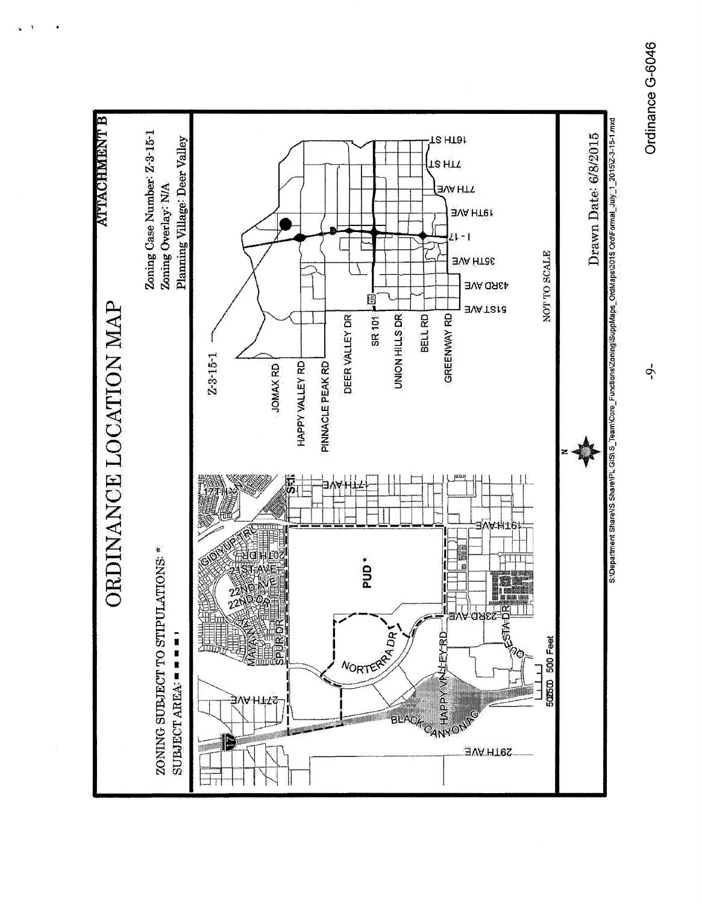ATTACHMENT B

# ORDINANCE LOCATION MAP

ZONING SUBJECT TO STIPULATIONS: *

SUBJECT AREA: ▪ ▪ ▪ ▪ ▪

Zoning Case Number: Z-3-15-1

Zoning Overlay: N/A

Planning Village: Deer Valley

PUD *

NORTERRA DR

HAPPY VALLEY RD

BLACK CANYON HWY

27TH AVE

29TH AVE

23RD AVE

19TH AVE

17TH AVE

SPUR DR

GIDDYUP TRL

20TH DR

21ST AVE

22ND AVE

22ND DR

MAYA WAY

0 250 500 Feet

Z-3-15-1

JOMAX RD

HAPPY VALLEY RD

PINNACLE PEAK RD

DEER VALLEY DR

SR 101

UNION HILLS DR

BELL RD

GREENWAY RD

51ST AVE

43RD AVE

35TH AVE

I - 17

19TH AVE

7TH AVE

7TH ST

16TH ST

NOT TO SCALE

N

Drawn Date: 6/8/2015

S:\Department Share\IS Share\PL GIS\IS_Team\Core_Functions\Zoning\SuppMaps_OrdMaps\2015 Ord\Formal_July_1_2015\Z-3-15-1.mxd

Ordinance G-6046